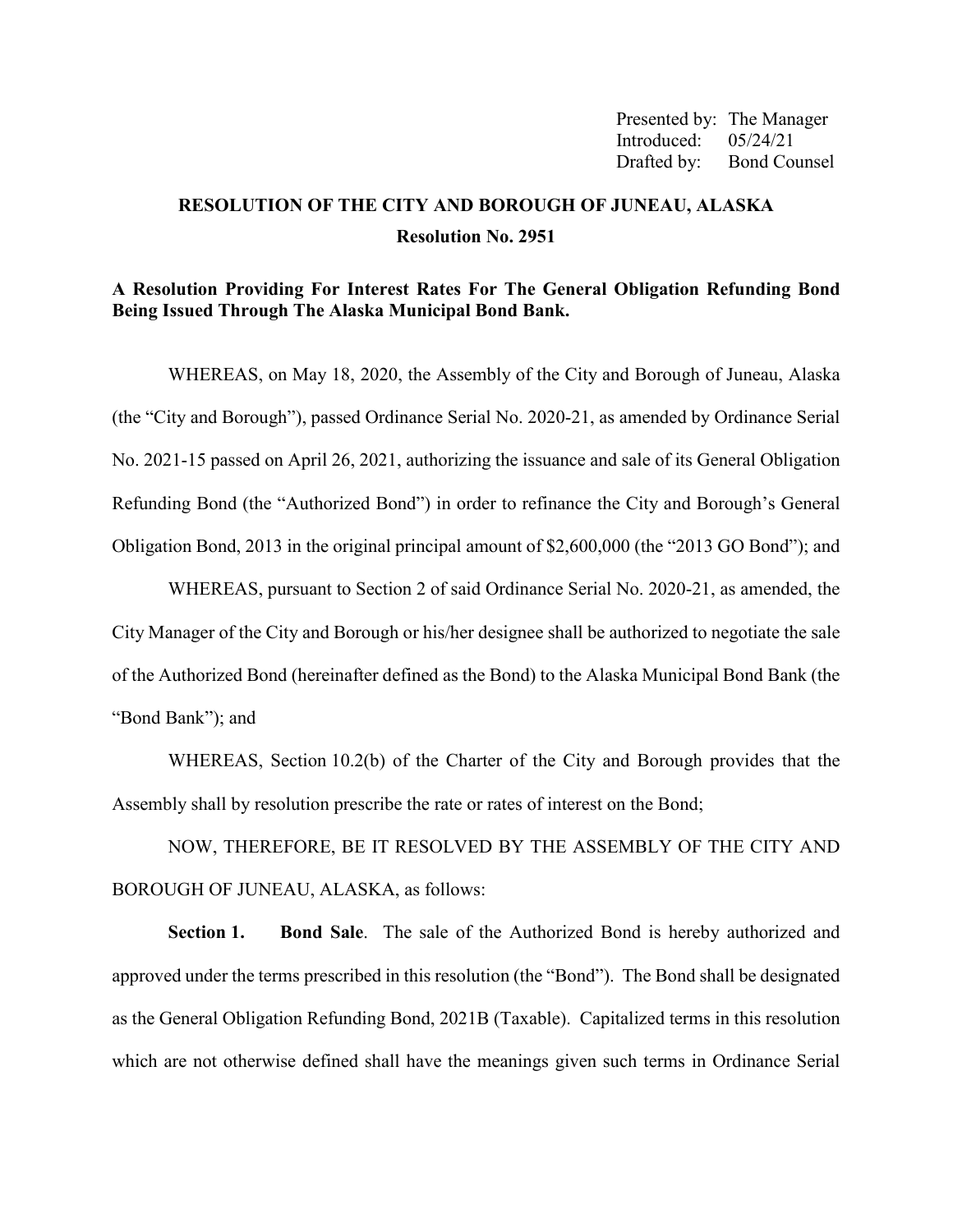Presented by: The Manager
Introduced: 05/24/21
Drafted by: Bond Counsel

# RESOLUTION OF THE CITY AND BOROUGH OF JUNEAU, ALASKA

## Resolution No. 2951

**A Resolution Providing For Interest Rates For The General Obligation Refunding Bond Being Issued Through The Alaska Municipal Bond Bank.**

WHEREAS, on May 18, 2020, the Assembly of the City and Borough of Juneau, Alaska (the "City and Borough"), passed Ordinance Serial No. 2020-21, as amended by Ordinance Serial No. 2021-15 passed on April 26, 2021, authorizing the issuance and sale of its General Obligation Refunding Bond (the "Authorized Bond") in order to refinance the City and Borough's General Obligation Bond, 2013 in the original principal amount of $2,600,000 (the "2013 GO Bond"); and

WHEREAS, pursuant to Section 2 of said Ordinance Serial No. 2020-21, as amended, the City Manager of the City and Borough or his/her designee shall be authorized to negotiate the sale of the Authorized Bond (hereinafter defined as the Bond) to the Alaska Municipal Bond Bank (the "Bond Bank"); and

WHEREAS, Section 10.2(b) of the Charter of the City and Borough provides that the Assembly shall by resolution prescribe the rate or rates of interest on the Bond;

NOW, THEREFORE, BE IT RESOLVED BY THE ASSEMBLY OF THE CITY AND BOROUGH OF JUNEAU, ALASKA, as follows:

**Section 1. Bond Sale**. The sale of the Authorized Bond is hereby authorized and approved under the terms prescribed in this resolution (the "Bond"). The Bond shall be designated as the General Obligation Refunding Bond, 2021B (Taxable). Capitalized terms in this resolution which are not otherwise defined shall have the meanings given such terms in Ordinance Serial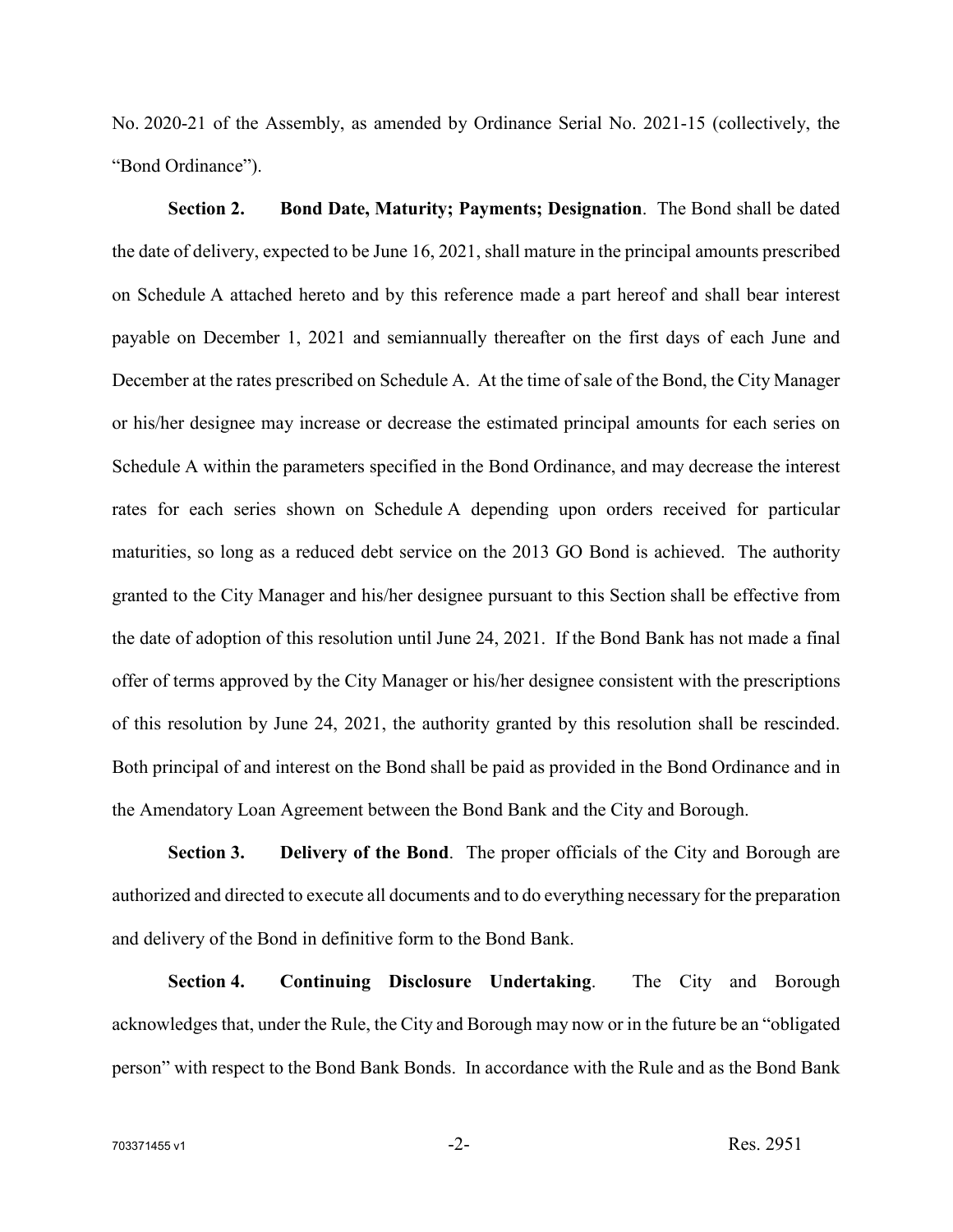No. 2020-21 of the Assembly, as amended by Ordinance Serial No. 2021-15 (collectively, the "Bond Ordinance").

**Section 2. Bond Date, Maturity; Payments; Designation**. The Bond shall be dated the date of delivery, expected to be June 16, 2021, shall mature in the principal amounts prescribed on Schedule A attached hereto and by this reference made a part hereof and shall bear interest payable on December 1, 2021 and semiannually thereafter on the first days of each June and December at the rates prescribed on Schedule A. At the time of sale of the Bond, the City Manager or his/her designee may increase or decrease the estimated principal amounts for each series on Schedule A within the parameters specified in the Bond Ordinance, and may decrease the interest rates for each series shown on Schedule A depending upon orders received for particular maturities, so long as a reduced debt service on the 2013 GO Bond is achieved. The authority granted to the City Manager and his/her designee pursuant to this Section shall be effective from the date of adoption of this resolution until June 24, 2021. If the Bond Bank has not made a final offer of terms approved by the City Manager or his/her designee consistent with the prescriptions of this resolution by June 24, 2021, the authority granted by this resolution shall be rescinded. Both principal of and interest on the Bond shall be paid as provided in the Bond Ordinance and in the Amendatory Loan Agreement between the Bond Bank and the City and Borough.

**Section 3. Delivery of the Bond**. The proper officials of the City and Borough are authorized and directed to execute all documents and to do everything necessary for the preparation and delivery of the Bond in definitive form to the Bond Bank.

**Section 4. Continuing Disclosure Undertaking**. The City and Borough acknowledges that, under the Rule, the City and Borough may now or in the future be an "obligated person" with respect to the Bond Bank Bonds. In accordance with the Rule and as the Bond Bank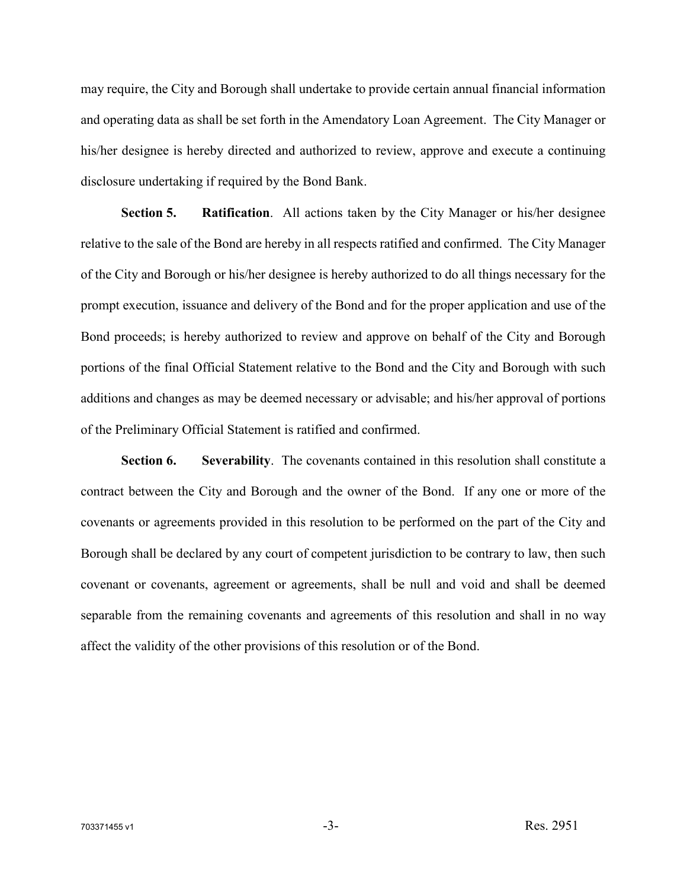may require, the City and Borough shall undertake to provide certain annual financial information and operating data as shall be set forth in the Amendatory Loan Agreement. The City Manager or his/her designee is hereby directed and authorized to review, approve and execute a continuing disclosure undertaking if required by the Bond Bank.

**Section 5. Ratification**. All actions taken by the City Manager or his/her designee relative to the sale of the Bond are hereby in all respects ratified and confirmed. The City Manager of the City and Borough or his/her designee is hereby authorized to do all things necessary for the prompt execution, issuance and delivery of the Bond and for the proper application and use of the Bond proceeds; is hereby authorized to review and approve on behalf of the City and Borough portions of the final Official Statement relative to the Bond and the City and Borough with such additions and changes as may be deemed necessary or advisable; and his/her approval of portions of the Preliminary Official Statement is ratified and confirmed.

**Section 6. Severability**. The covenants contained in this resolution shall constitute a contract between the City and Borough and the owner of the Bond. If any one or more of the covenants or agreements provided in this resolution to be performed on the part of the City and Borough shall be declared by any court of competent jurisdiction to be contrary to law, then such covenant or covenants, agreement or agreements, shall be null and void and shall be deemed separable from the remaining covenants and agreements of this resolution and shall in no way affect the validity of the other provisions of this resolution or of the Bond.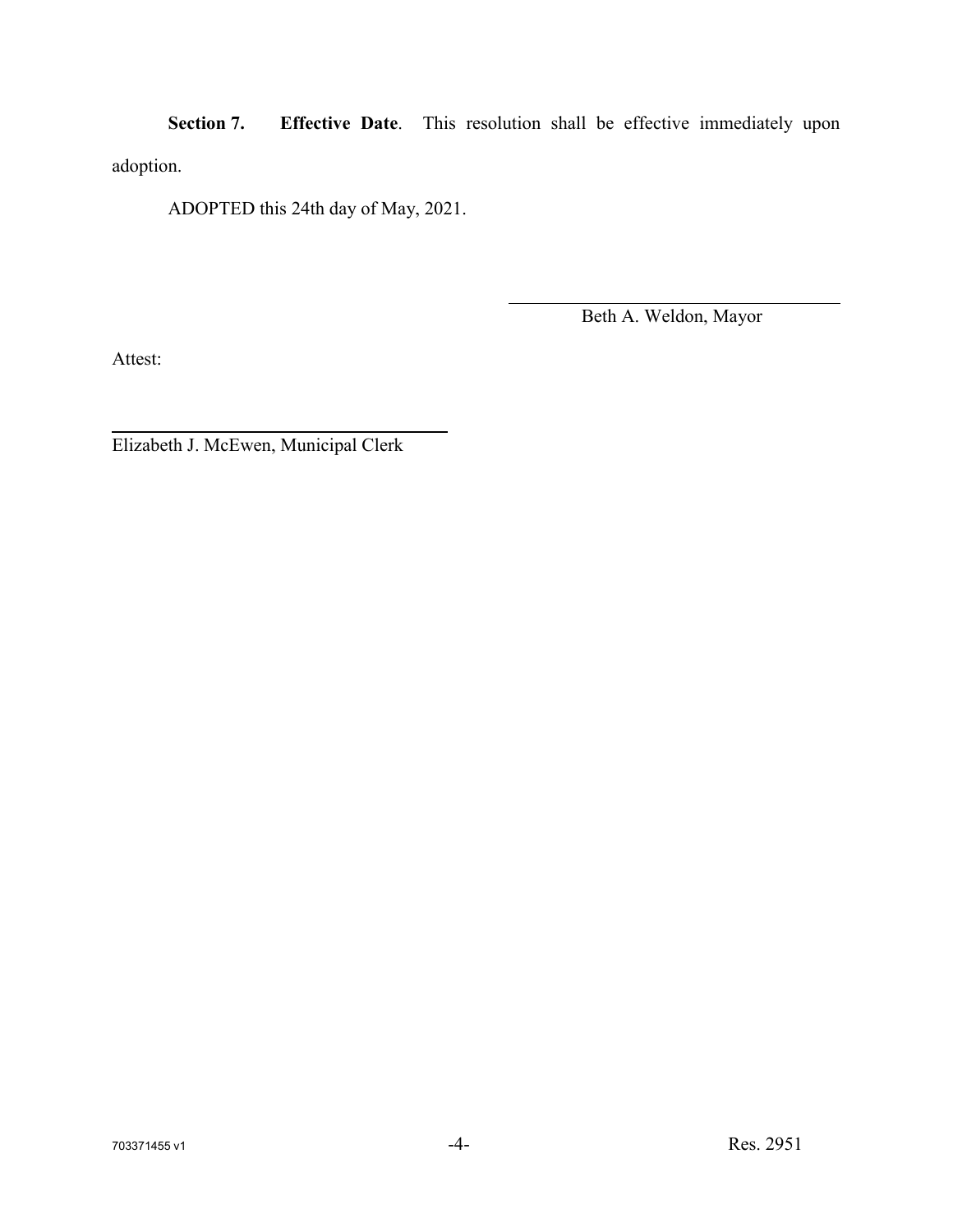**Section 7. Effective Date**. This resolution shall be effective immediately upon adoption.

ADOPTED this 24th day of May, 2021.

\_\_\_\_\_\_\_\_\_\_\_\_\_\_\_\_\_\_\_\_\_\_\_\_\_\_\_\_\_\_\_\_
Beth A. Weldon, Mayor

Attest:

\_\_\_\_\_\_\_\_\_\_\_\_\_\_\_\_\_\_\_\_\_\_\_\_\_\_\_\_\_\_\_\_
Elizabeth J. McEwen, Municipal Clerk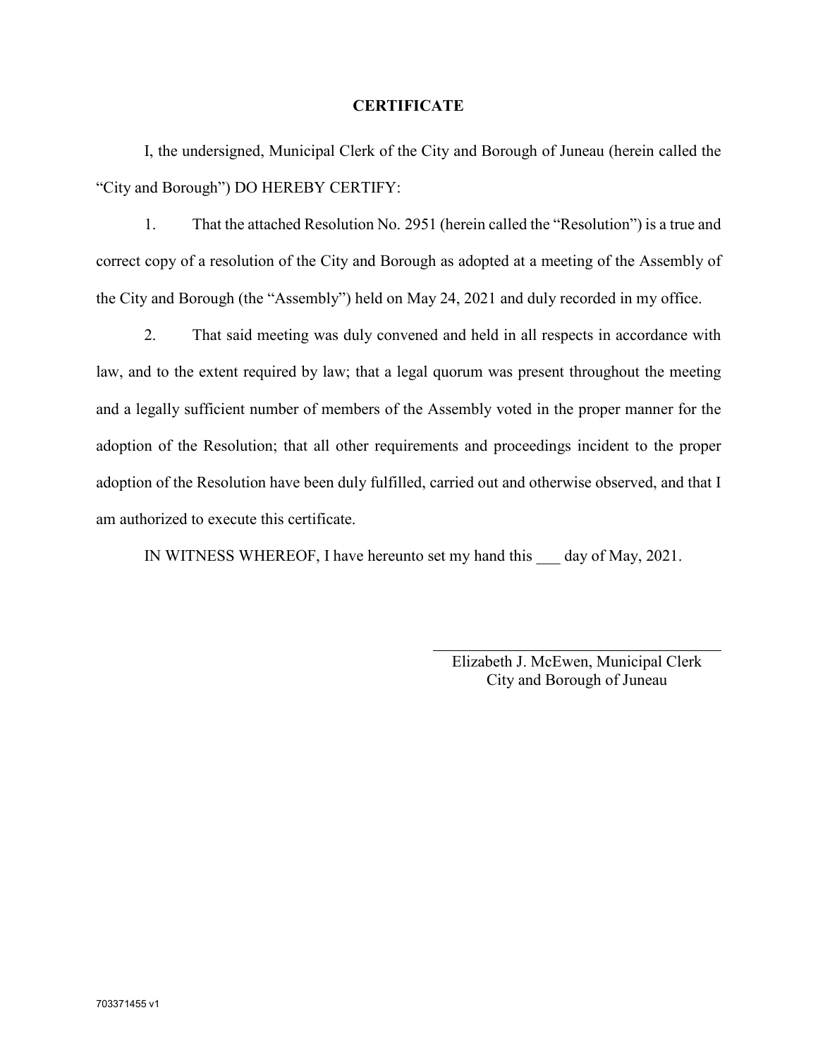## CERTIFICATE

I, the undersigned, Municipal Clerk of the City and Borough of Juneau (herein called the "City and Borough") DO HEREBY CERTIFY:

1. That the attached Resolution No. 2951 (herein called the "Resolution") is a true and correct copy of a resolution of the City and Borough as adopted at a meeting of the Assembly of the City and Borough (the "Assembly") held on May 24, 2021 and duly recorded in my office.

2. That said meeting was duly convened and held in all respects in accordance with law, and to the extent required by law; that a legal quorum was present throughout the meeting and a legally sufficient number of members of the Assembly voted in the proper manner for the adoption of the Resolution; that all other requirements and proceedings incident to the proper adoption of the Resolution have been duly fulfilled, carried out and otherwise observed, and that I am authorized to execute this certificate.

IN WITNESS WHEREOF, I have hereunto set my hand this ___ day of May, 2021.

\_\_\_\_\_\_\_\_\_\_\_\_\_\_\_\_\_\_\_\_\_\_\_\_\_\_\_\_\_\_\_\_\_\_\_\_

Elizabeth J. McEwen, Municipal Clerk
City and Borough of Juneau

703371455 v1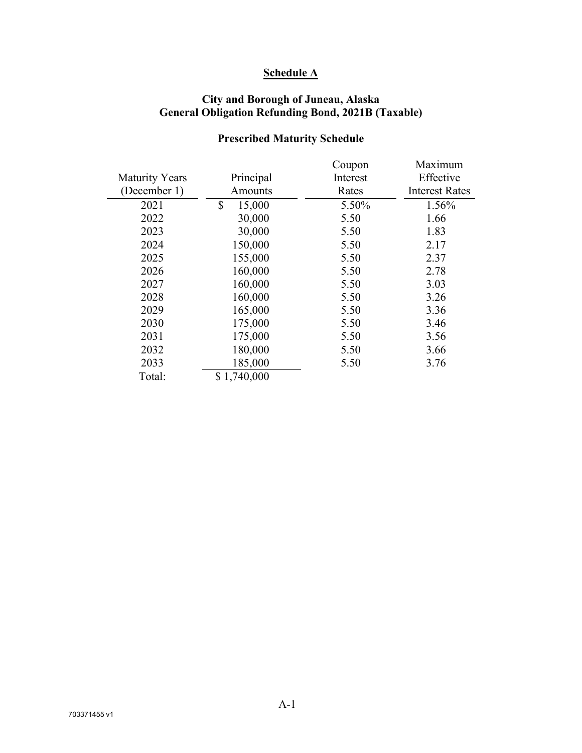**Schedule A**

**City and Borough of Juneau, Alaska**
**General Obligation Refunding Bond, 2021B (Taxable)**

**Prescribed Maturity Schedule**

| Maturity Years (December 1) | Principal Amounts | Coupon Interest Rates | Maximum Effective Interest Rates |
|---|---|---|---|
| 2021 | $ 15,000 | 5.50% | 1.56% |
| 2022 | 30,000 | 5.50 | 1.66 |
| 2023 | 30,000 | 5.50 | 1.83 |
| 2024 | 150,000 | 5.50 | 2.17 |
| 2025 | 155,000 | 5.50 | 2.37 |
| 2026 | 160,000 | 5.50 | 2.78 |
| 2027 | 160,000 | 5.50 | 3.03 |
| 2028 | 160,000 | 5.50 | 3.26 |
| 2029 | 165,000 | 5.50 | 3.36 |
| 2030 | 175,000 | 5.50 | 3.46 |
| 2031 | 175,000 | 5.50 | 3.56 |
| 2032 | 180,000 | 5.50 | 3.66 |
| 2033 | 185,000 | 5.50 | 3.76 |
| Total: | $ 1,740,000 | | |

A-1

703371455 v1